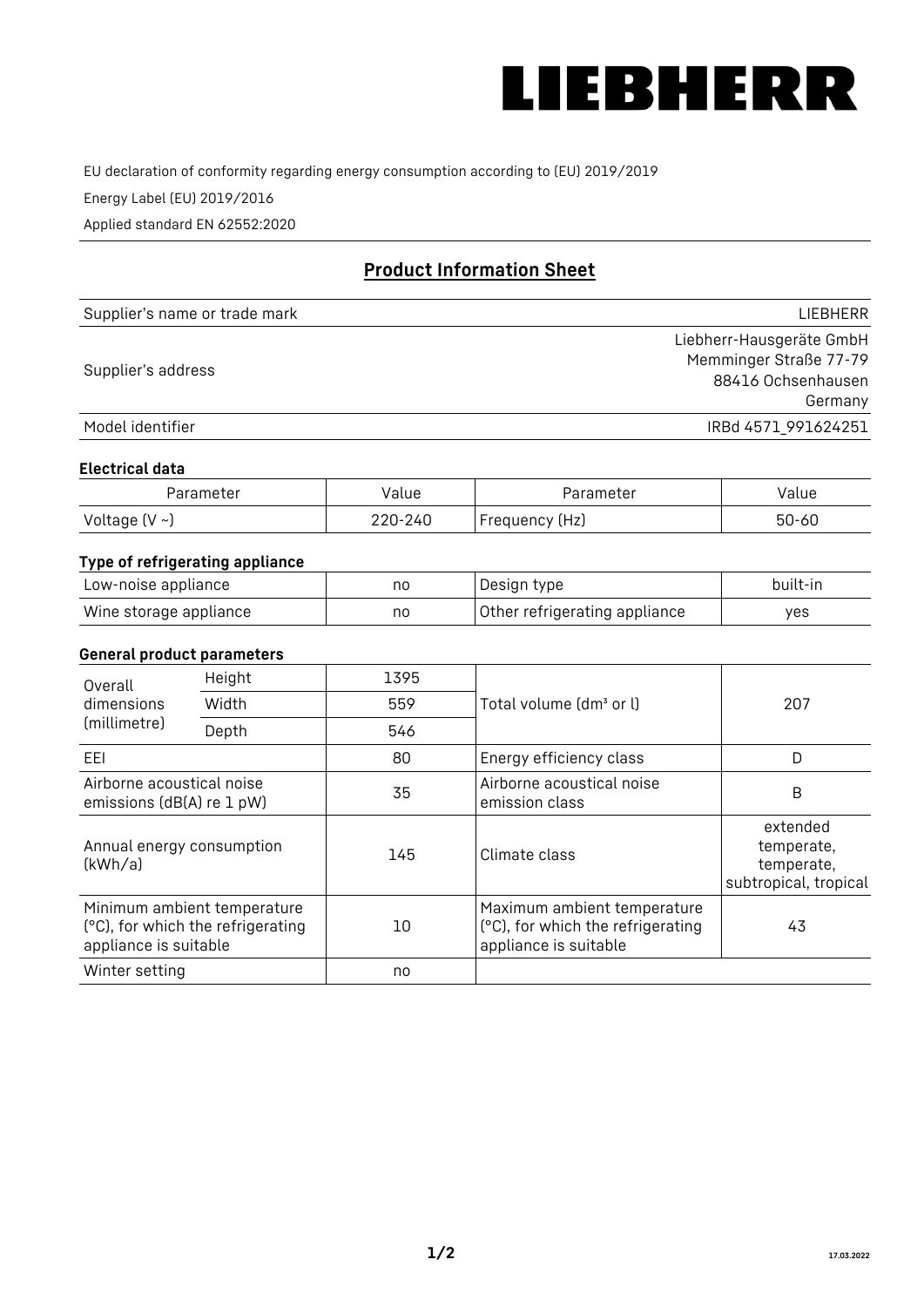# LIEBHERR

EU declaration of conformity regarding energy consumption according to (EU) 2019/2019

Energy Label (EU) 2019/2016

Applied standard EN 62552:2020

## Product Information Sheet

| | |
|---|---|
| Supplier's name or trade mark | LIEBHERR |
| Supplier's address | Liebherr-Hausgeräte GmbH<br>Memminger Straße 77-79<br>88416 Ochsenhausen<br>Germany |
| Model identifier | IRBd 4571_991624251 |

### Electrical data

| Parameter | Value | Parameter | Value |
|---|---|---|---|
| Voltage (V ~) | 220-240 | Frequency (Hz) | 50-60 |

### Type of refrigerating appliance

| | | | |
|---|---|---|---|
| Low-noise appliance | no | Design type | built-in |
| Wine storage appliance | no | Other refrigerating appliance | yes |

### General product parameters

| | | | | |
|---|---|---|---|---|
| Overall dimensions (millimetre) | Height | 1395 | Total volume (dm³ or l) | 207 |
| | Width | 559 | | |
| | Depth | 546 | | |
| EEI | | 80 | Energy efficiency class | D |
| Airborne acoustical noise emissions (dB(A) re 1 pW) | | 35 | Airborne acoustical noise emission class | B |
| Annual energy consumption (kWh/a) | | 145 | Climate class | extended temperate, temperate, subtropical, tropical |
| Minimum ambient temperature (°C), for which the refrigerating appliance is suitable | | 10 | Maximum ambient temperature (°C), for which the refrigerating appliance is suitable | 43 |
| Winter setting | | no | | |

17.03.2022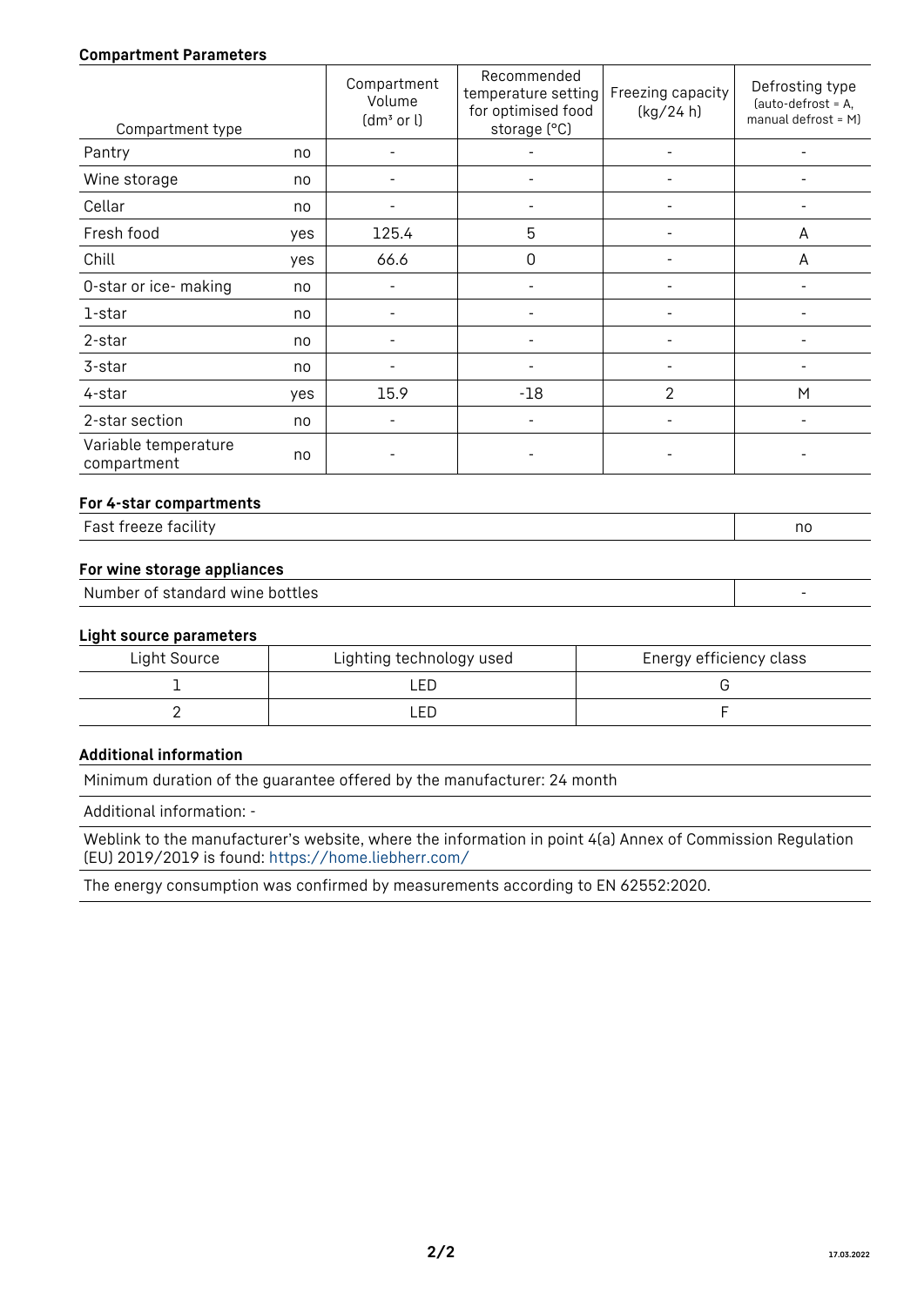**Compartment Parameters**

| Compartment type | | Compartment Volume (dm³ or l) | Recommended temperature setting for optimised food storage (°C) | Freezing capacity (kg/24 h) | Defrosting type (auto-defrost = A, manual defrost = M) |
|---|---|---|---|---|---|
| Pantry | no | - | - | - | - |
| Wine storage | no | - | - | - | - |
| Cellar | no | - | - | - | - |
| Fresh food | yes | 125.4 | 5 | - | A |
| Chill | yes | 66.6 | 0 | - | A |
| 0-star or ice- making | no | - | - | - | - |
| 1-star | no | - | - | - | - |
| 2-star | no | - | - | - | - |
| 3-star | no | - | - | - | - |
| 4-star | yes | 15.9 | -18 | 2 | M |
| 2-star section | no | - | - | - | - |
| Variable temperature compartment | no | - | - | - | - |

**For 4-star compartments**

| | |
|---|---|
| Fast freeze facility | no |

**For wine storage appliances**

| | |
|---|---|
| Number of standard wine bottles | - |

**Light source parameters**

| Light Source | Lighting technology used | Energy efficiency class |
|---|---|---|
| 1 | LED | G |
| 2 | LED | F |

**Additional information**

Minimum duration of the guarantee offered by the manufacturer: 24 month

Additional information: -

Weblink to the manufacturer's website, where the information in point 4(a) Annex of Commission Regulation (EU) 2019/2019 is found: https://home.liebherr.com/

The energy consumption was confirmed by measurements according to EN 62552:2020.

17.03.2022